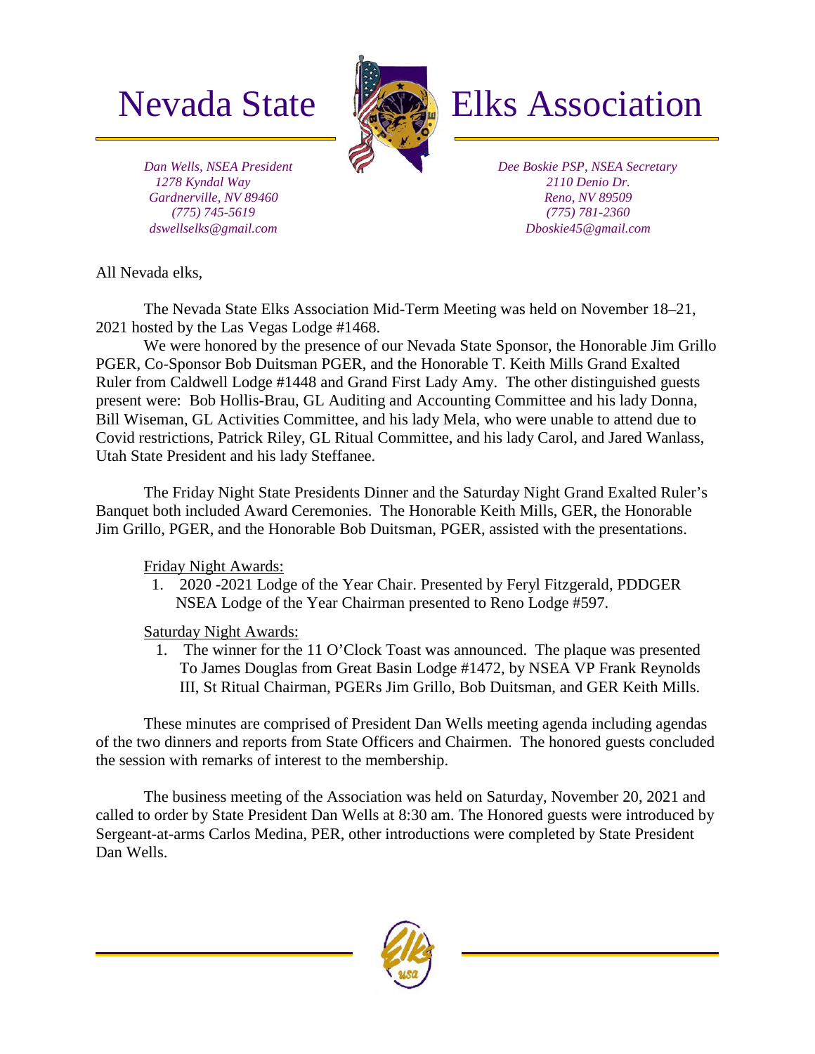# Nevada State Elks Association

*Dan Wells, NSEA President*
*1278 Kyndal Way*
*Gardnerville, NV 89460*
*(775) 745-5619*
*dswellselks@gmail.com*

*Dee Boskie PSP, NSEA Secretary*
*2110 Denio Dr.*
*Reno, NV 89509*
*(775) 781-2360*
*Dboskie45@gmail.com*

All Nevada elks,

The Nevada State Elks Association Mid-Term Meeting was held on November 18–21, 2021 hosted by the Las Vegas Lodge #1468.

We were honored by the presence of our Nevada State Sponsor, the Honorable Jim Grillo PGER, Co-Sponsor Bob Duitsman PGER, and the Honorable T. Keith Mills Grand Exalted Ruler from Caldwell Lodge #1448 and Grand First Lady Amy. The other distinguished guests present were: Bob Hollis-Brau, GL Auditing and Accounting Committee and his lady Donna, Bill Wiseman, GL Activities Committee, and his lady Mela, who were unable to attend due to Covid restrictions, Patrick Riley, GL Ritual Committee, and his lady Carol, and Jared Wanlass, Utah State President and his lady Steffanee.

The Friday Night State Presidents Dinner and the Saturday Night Grand Exalted Ruler's Banquet both included Award Ceremonies. The Honorable Keith Mills, GER, the Honorable Jim Grillo, PGER, and the Honorable Bob Duitsman, PGER, assisted with the presentations.

Friday Night Awards:

1. 2020 -2021 Lodge of the Year Chair. Presented by Feryl Fitzgerald, PDDGER NSEA Lodge of the Year Chairman presented to Reno Lodge #597.

Saturday Night Awards:

1. The winner for the 11 O'Clock Toast was announced. The plaque was presented To James Douglas from Great Basin Lodge #1472, by NSEA VP Frank Reynolds III, St Ritual Chairman, PGERs Jim Grillo, Bob Duitsman, and GER Keith Mills.

These minutes are comprised of President Dan Wells meeting agenda including agendas of the two dinners and reports from State Officers and Chairmen. The honored guests concluded the session with remarks of interest to the membership.

The business meeting of the Association was held on Saturday, November 20, 2021 and called to order by State President Dan Wells at 8:30 am. The Honored guests were introduced by Sergeant-at-arms Carlos Medina, PER, other introductions were completed by State President Dan Wells.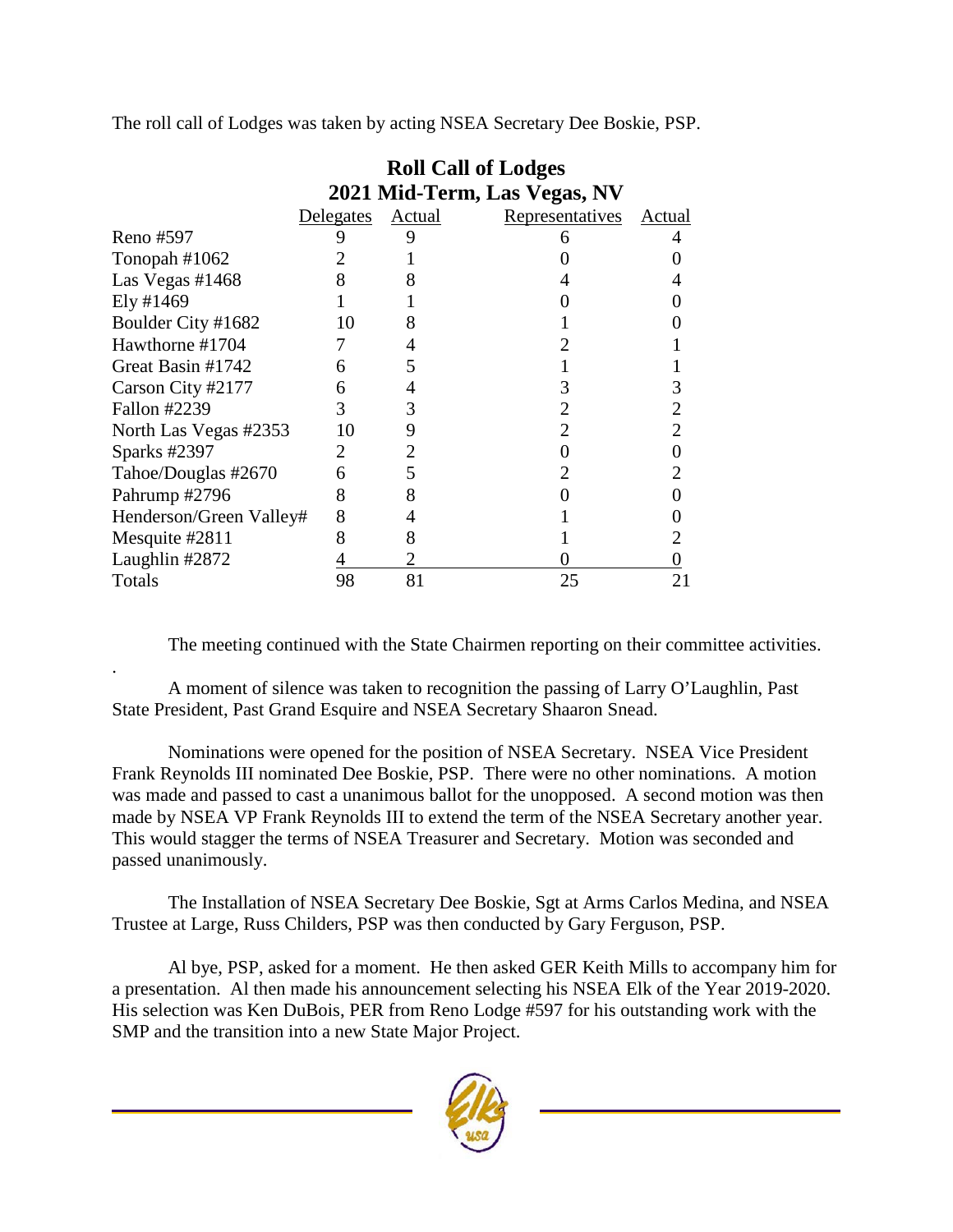The roll call of Lodges was taken by acting NSEA Secretary Dee Boskie, PSP.

**Roll Call of Lodges**
**2021 Mid-Term, Las Vegas, NV**

| | Delegates | Actual | Representatives | Actual |
|---|---|---|---|---|
| Reno #597 | 9 | 9 | 6 | 4 |
| Tonopah #1062 | 2 | 1 | 0 | 0 |
| Las Vegas #1468 | 8 | 8 | 4 | 4 |
| Ely #1469 | 1 | 1 | 0 | 0 |
| Boulder City #1682 | 10 | 8 | 1 | 0 |
| Hawthorne #1704 | 7 | 4 | 2 | 1 |
| Great Basin #1742 | 6 | 5 | 1 | 1 |
| Carson City #2177 | 6 | 4 | 3 | 3 |
| Fallon #2239 | 3 | 3 | 2 | 2 |
| North Las Vegas #2353 | 10 | 9 | 2 | 2 |
| Sparks #2397 | 2 | 2 | 0 | 0 |
| Tahoe/Douglas #2670 | 6 | 5 | 2 | 2 |
| Pahrump #2796 | 8 | 8 | 0 | 0 |
| Henderson/Green Valley# | 8 | 4 | 1 | 0 |
| Mesquite #2811 | 8 | 8 | 1 | 2 |
| Laughlin #2872 | 4 | 2 | 0 | 0 |
| Totals | 98 | 81 | 25 | 21 |

The meeting continued with the State Chairmen reporting on their committee activities.

.

A moment of silence was taken to recognition the passing of Larry O'Laughlin, Past State President, Past Grand Esquire and NSEA Secretary Shaaron Snead.

Nominations were opened for the position of NSEA Secretary. NSEA Vice President Frank Reynolds III nominated Dee Boskie, PSP. There were no other nominations. A motion was made and passed to cast a unanimous ballot for the unopposed. A second motion was then made by NSEA VP Frank Reynolds III to extend the term of the NSEA Secretary another year. This would stagger the terms of NSEA Treasurer and Secretary. Motion was seconded and passed unanimously.

The Installation of NSEA Secretary Dee Boskie, Sgt at Arms Carlos Medina, and NSEA Trustee at Large, Russ Childers, PSP was then conducted by Gary Ferguson, PSP.

Al bye, PSP, asked for a moment. He then asked GER Keith Mills to accompany him for a presentation. Al then made his announcement selecting his NSEA Elk of the Year 2019-2020. His selection was Ken DuBois, PER from Reno Lodge #597 for his outstanding work with the SMP and the transition into a new State Major Project.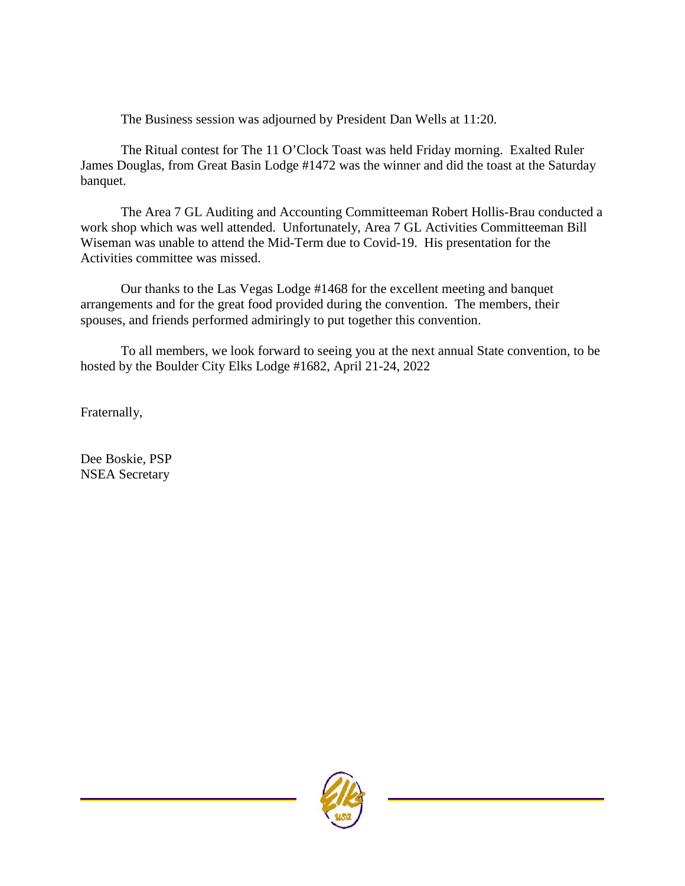The Business session was adjourned by President Dan Wells at 11:20.

The Ritual contest for The 11 O'Clock Toast was held Friday morning. Exalted Ruler James Douglas, from Great Basin Lodge #1472 was the winner and did the toast at the Saturday banquet.

The Area 7 GL Auditing and Accounting Committeeman Robert Hollis-Brau conducted a work shop which was well attended. Unfortunately, Area 7 GL Activities Committeeman Bill Wiseman was unable to attend the Mid-Term due to Covid-19. His presentation for the Activities committee was missed.

Our thanks to the Las Vegas Lodge #1468 for the excellent meeting and banquet arrangements and for the great food provided during the convention. The members, their spouses, and friends performed admiringly to put together this convention.

To all members, we look forward to seeing you at the next annual State convention, to be hosted by the Boulder City Elks Lodge #1682, April 21-24, 2022

Fraternally,

Dee Boskie, PSP
NSEA Secretary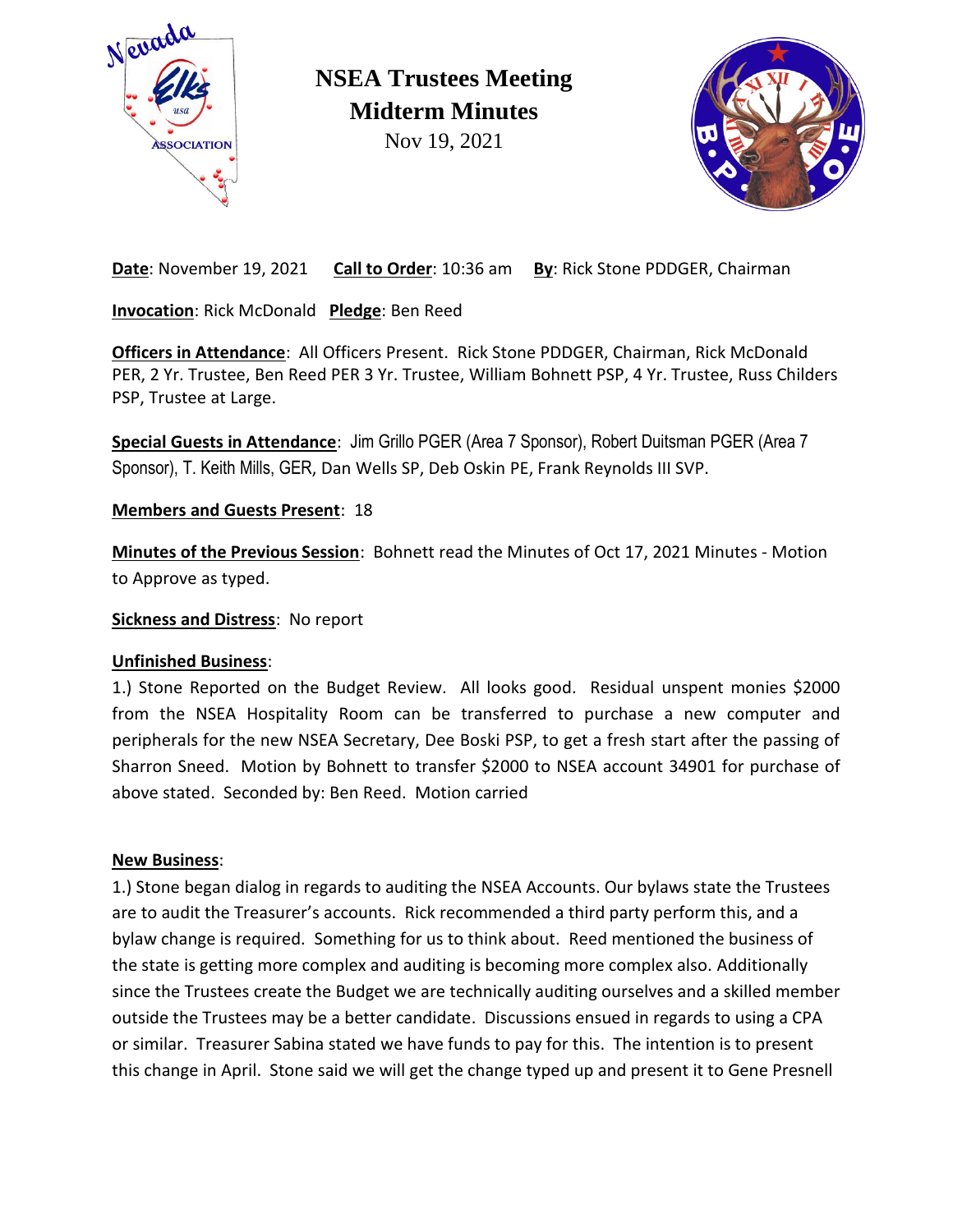# NSEA Trustees Meeting
## Midterm Minutes
Nov 19, 2021

**Date**: November 19, 2021    **Call to Order**: 10:36 am    **By**: Rick Stone PDDGER, Chairman

**Invocation**: Rick McDonald  **Pledge**: Ben Reed

**Officers in Attendance**: All Officers Present. Rick Stone PDDGER, Chairman, Rick McDonald PER, 2 Yr. Trustee, Ben Reed PER 3 Yr. Trustee, William Bohnett PSP, 4 Yr. Trustee, Russ Childers PSP, Trustee at Large.

**Special Guests in Attendance**: Jim Grillo PGER (Area 7 Sponsor), Robert Duitsman PGER (Area 7 Sponsor), T. Keith Mills, GER, Dan Wells SP, Deb Oskin PE, Frank Reynolds III SVP.

**Members and Guests Present**: 18

**Minutes of the Previous Session**: Bohnett read the Minutes of Oct 17, 2021 Minutes - Motion to Approve as typed.

**Sickness and Distress**: No report

**Unfinished Business**:

1.) Stone Reported on the Budget Review. All looks good. Residual unspent monies $2000 from the NSEA Hospitality Room can be transferred to purchase a new computer and peripherals for the new NSEA Secretary, Dee Boski PSP, to get a fresh start after the passing of Sharron Sneed. Motion by Bohnett to transfer $2000 to NSEA account 34901 for purchase of above stated. Seconded by: Ben Reed. Motion carried

**New Business**:

1.) Stone began dialog in regards to auditing the NSEA Accounts. Our bylaws state the Trustees are to audit the Treasurer's accounts. Rick recommended a third party perform this, and a bylaw change is required. Something for us to think about. Reed mentioned the business of the state is getting more complex and auditing is becoming more complex also. Additionally since the Trustees create the Budget we are technically auditing ourselves and a skilled member outside the Trustees may be a better candidate. Discussions ensued in regards to using a CPA or similar. Treasurer Sabina stated we have funds to pay for this. The intention is to present this change in April. Stone said we will get the change typed up and present it to Gene Presnell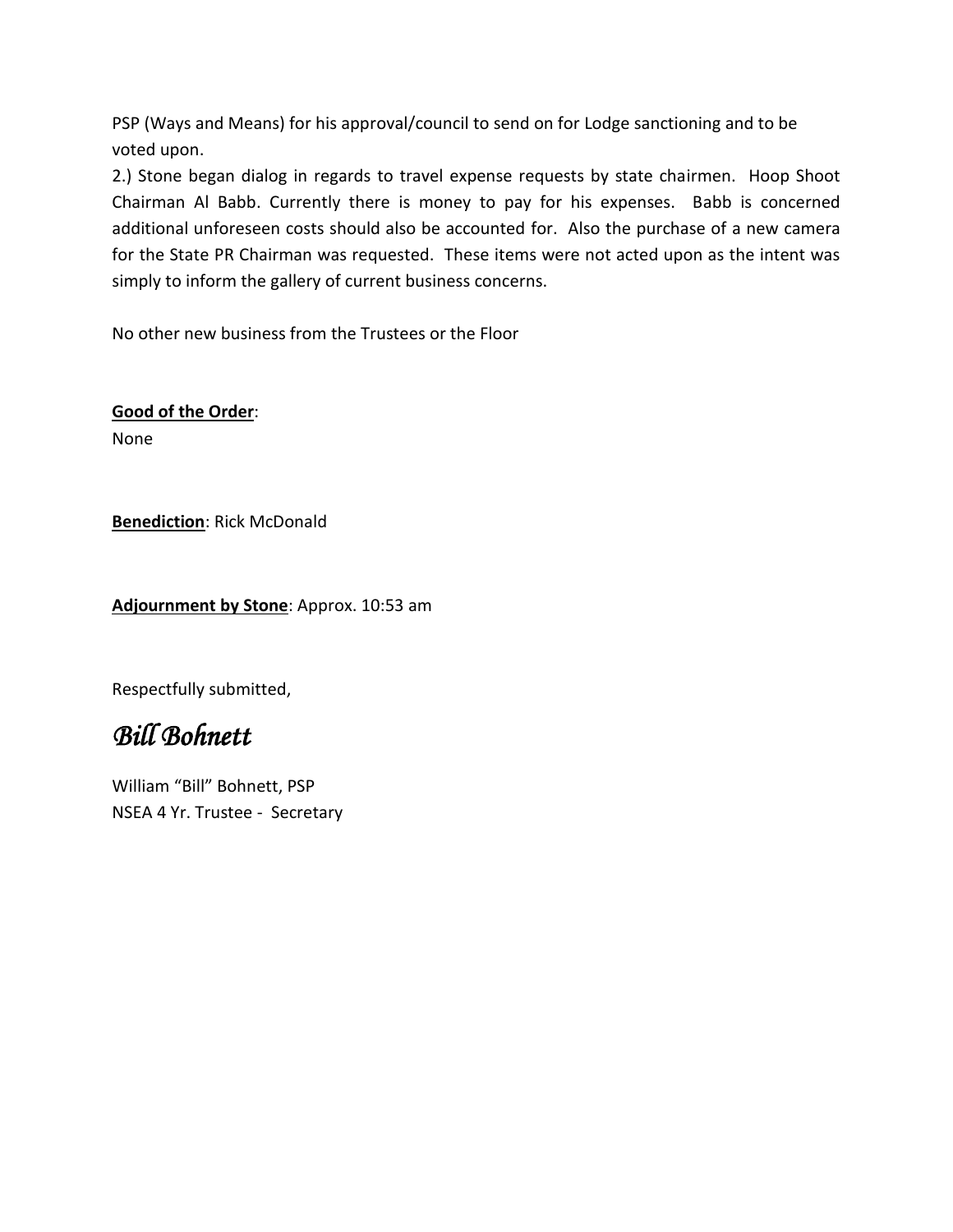PSP (Ways and Means) for his approval/council to send on for Lodge sanctioning and to be voted upon.

2.) Stone began dialog in regards to travel expense requests by state chairmen. Hoop Shoot Chairman Al Babb. Currently there is money to pay for his expenses. Babb is concerned additional unforeseen costs should also be accounted for. Also the purchase of a new camera for the State PR Chairman was requested. These items were not acted upon as the intent was simply to inform the gallery of current business concerns.

No other new business from the Trustees or the Floor

**Good of the Order**:

None

**Benediction**: Rick McDonald

**Adjournment by Stone**: Approx. 10:53 am

Respectfully submitted,

*Bill Bohnett*

William "Bill" Bohnett, PSP
NSEA 4 Yr. Trustee - Secretary